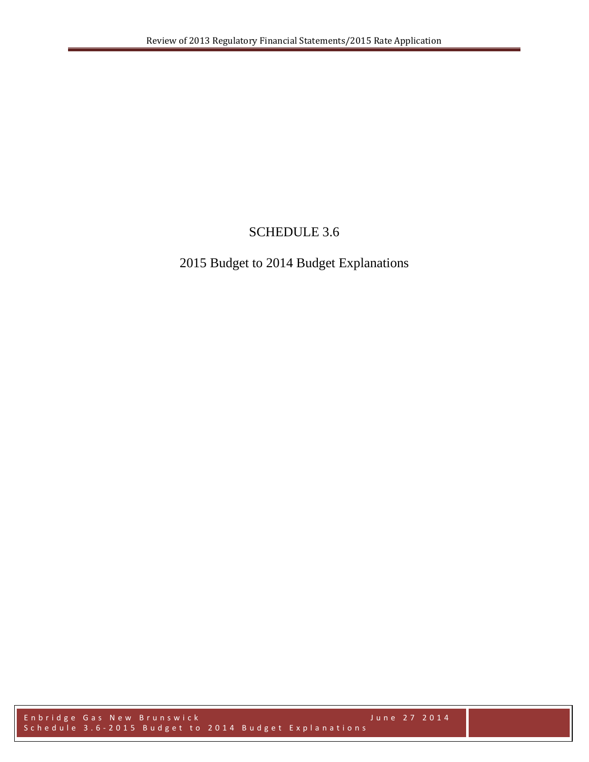# SCHEDULE 3.6

## 2015 Budget to 2014 Budget Explanations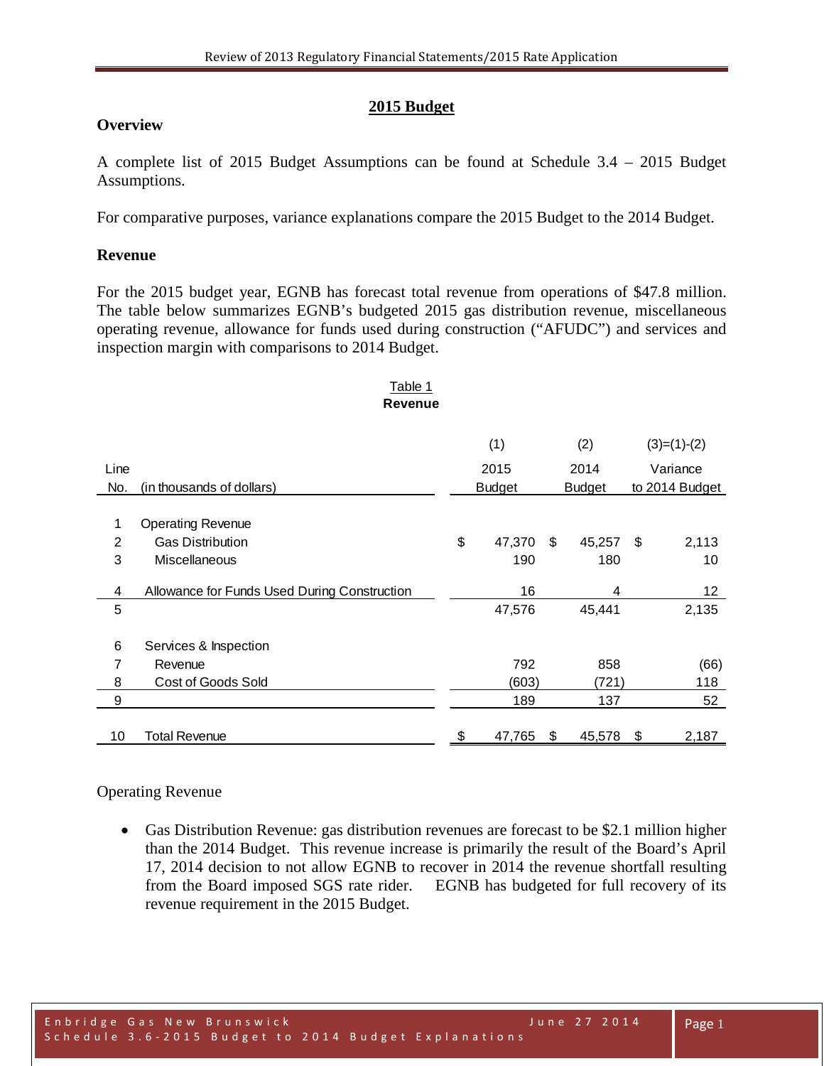## 2015 Budget

### Overview

A complete list of 2015 Budget Assumptions can be found at Schedule 3.4 – 2015 Budget Assumptions.

For comparative purposes, variance explanations compare the 2015 Budget to the 2014 Budget.

### Revenue

For the 2015 budget year, EGNB has forecast total revenue from operations of $47.8 million. The table below summarizes EGNB's budgeted 2015 gas distribution revenue, miscellaneous operating revenue, allowance for funds used during construction ("AFUDC") and services and inspection margin with comparisons to 2014 Budget.

Table 1
**Revenue**

| Line No. | (in thousands of dollars) | (1) 2015 Budget | (2) 2014 Budget | (3)=(1)-(2) Variance to 2014 Budget |
|---|---|---|---|---|
| 1 | Operating Revenue | | | |
| 2 | Gas Distribution | $ 47,370 | $ 45,257 | $ 2,113 |
| 3 | Miscellaneous | 190 | 180 | 10 |
| 4 | Allowance for Funds Used During Construction | 16 | 4 | 12 |
| 5 | | 47,576 | 45,441 | 2,135 |
| 6 | Services & Inspection | | | |
| 7 | Revenue | 792 | 858 | (66) |
| 8 | Cost of Goods Sold | (603) | (721) | 118 |
| 9 | | 189 | 137 | 52 |
| 10 | Total Revenue | $ 47,765 | $ 45,578 | $ 2,187 |

Operating Revenue

- Gas Distribution Revenue: gas distribution revenues are forecast to be $2.1 million higher than the 2014 Budget. This revenue increase is primarily the result of the Board's April 17, 2014 decision to not allow EGNB to recover in 2014 the revenue shortfall resulting from the Board imposed SGS rate rider. EGNB has budgeted for full recovery of its revenue requirement in the 2015 Budget.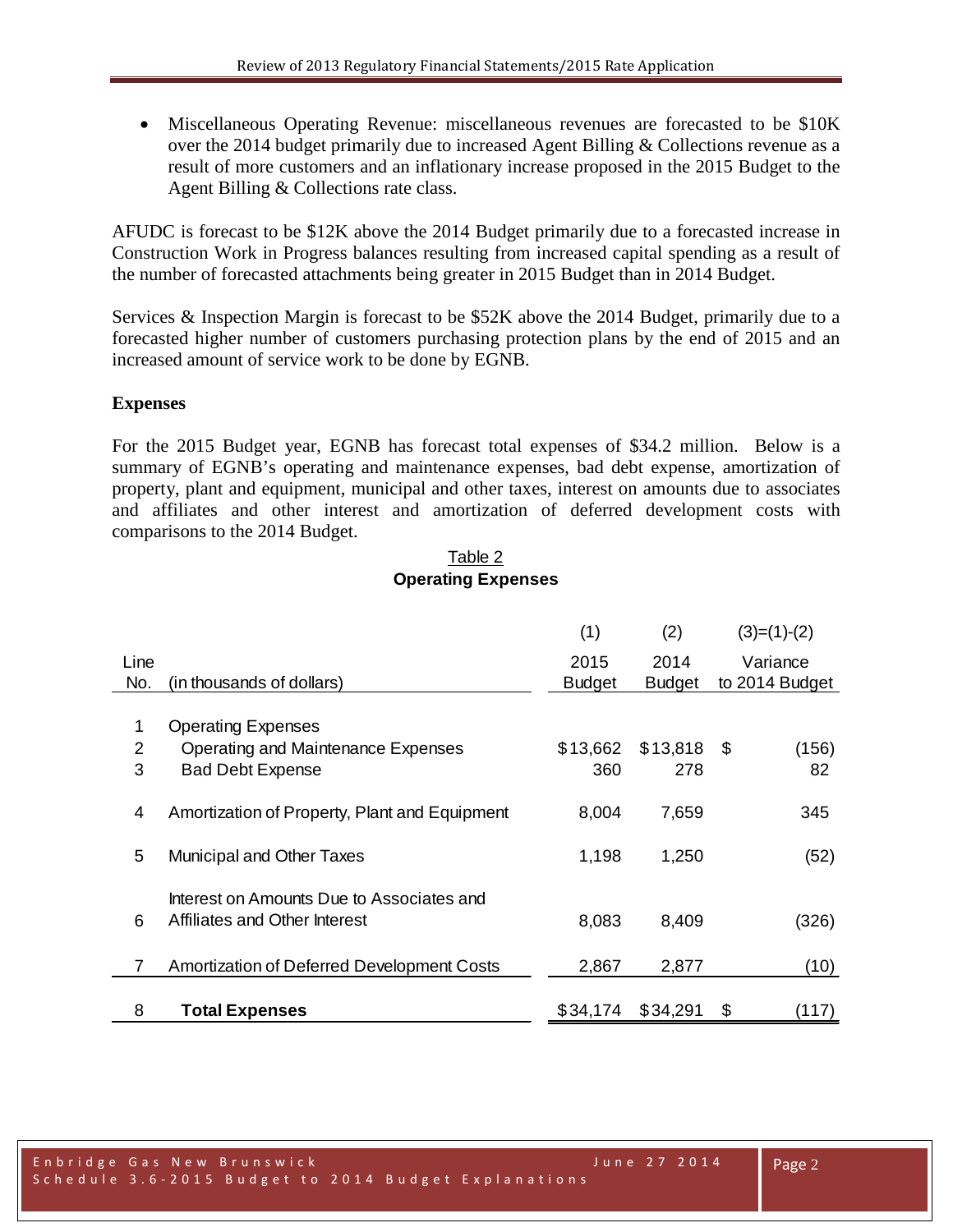- Miscellaneous Operating Revenue: miscellaneous revenues are forecasted to be $10K over the 2014 budget primarily due to increased Agent Billing & Collections revenue as a result of more customers and an inflationary increase proposed in the 2015 Budget to the Agent Billing & Collections rate class.

AFUDC is forecast to be $12K above the 2014 Budget primarily due to a forecasted increase in Construction Work in Progress balances resulting from increased capital spending as a result of the number of forecasted attachments being greater in 2015 Budget than in 2014 Budget.

Services & Inspection Margin is forecast to be $52K above the 2014 Budget, primarily due to a forecasted higher number of customers purchasing protection plans by the end of 2015 and an increased amount of service work to be done by EGNB.

**Expenses**

For the 2015 Budget year, EGNB has forecast total expenses of $34.2 million. Below is a summary of EGNB's operating and maintenance expenses, bad debt expense, amortization of property, plant and equipment, municipal and other taxes, interest on amounts due to associates and affiliates and other interest and amortization of deferred development costs with comparisons to the 2014 Budget.

Table 2
**Operating Expenses**

| Line No. | (in thousands of dollars) | (1) 2015 Budget | (2) 2014 Budget | (3)=(1)-(2) Variance to 2014 Budget |
|---|---|---|---|---|
| 1 | Operating Expenses | | | |
| 2 | Operating and Maintenance Expenses | $13,662 | $13,818 | $ (156) |
| 3 | Bad Debt Expense | 360 | 278 | 82 |
| 4 | Amortization of Property, Plant and Equipment | 8,004 | 7,659 | 345 |
| 5 | Municipal and Other Taxes | 1,198 | 1,250 | (52) |
| 6 | Interest on Amounts Due to Associates and Affiliates and Other Interest | 8,083 | 8,409 | (326) |
| 7 | Amortization of Deferred Development Costs | 2,867 | 2,877 | (10) |
| 8 | **Total Expenses** | $34,174 | $34,291 | $ (117) |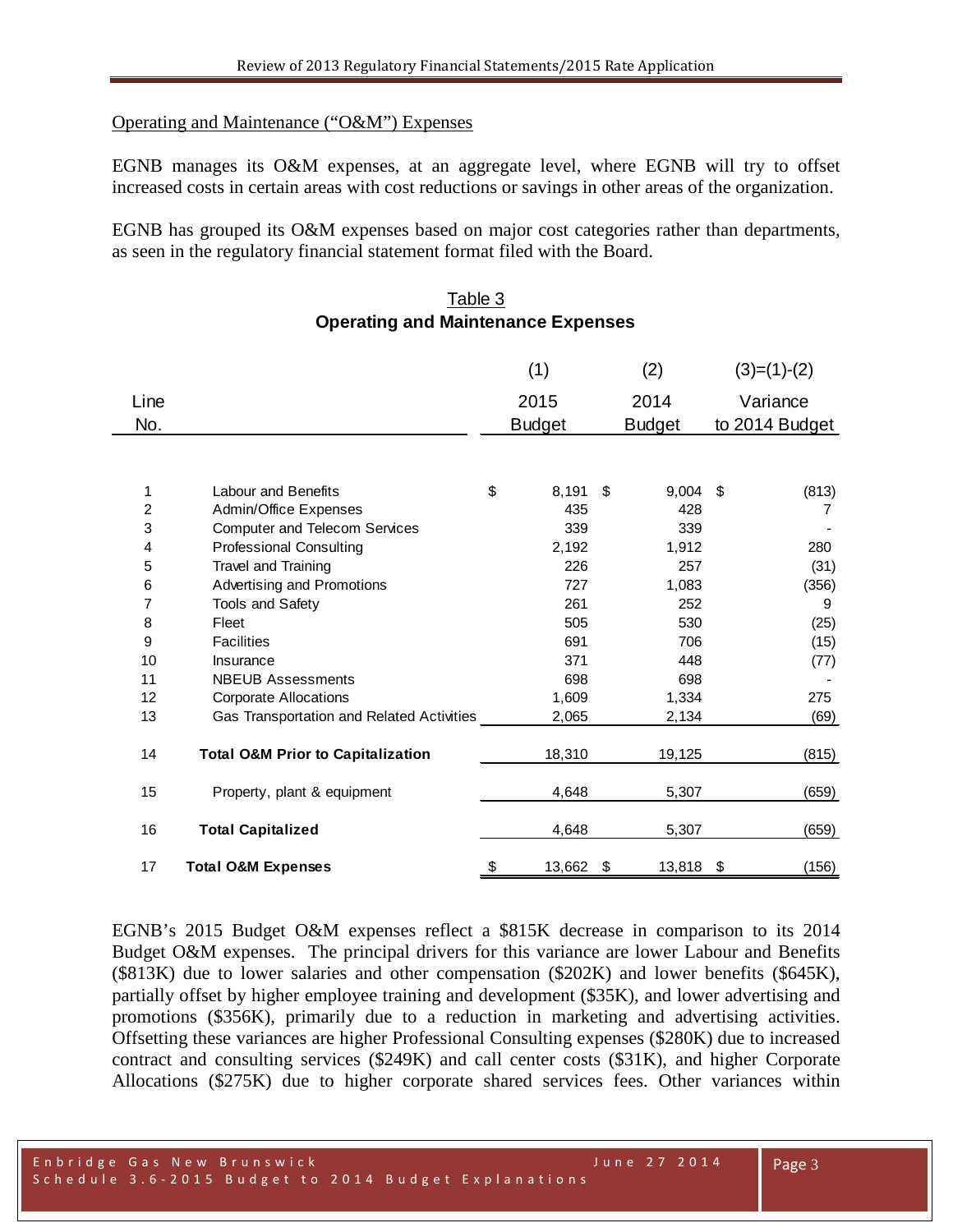Operating and Maintenance ("O&M") Expenses

EGNB manages its O&M expenses, at an aggregate level, where EGNB will try to offset increased costs in certain areas with cost reductions or savings in other areas of the organization.

EGNB has grouped its O&M expenses based on major cost categories rather than departments, as seen in the regulatory financial statement format filed with the Board.

Table 3
**Operating and Maintenance Expenses**

| Line No. | | (1) 2015 Budget | (2) 2014 Budget | (3)=(1)-(2) Variance to 2014 Budget |
|---|---|---|---|---|
| 1 | Labour and Benefits | $ 8,191 | $ 9,004 | $ (813) |
| 2 | Admin/Office Expenses | 435 | 428 | 7 |
| 3 | Computer and Telecom Services | 339 | 339 | - |
| 4 | Professional Consulting | 2,192 | 1,912 | 280 |
| 5 | Travel and Training | 226 | 257 | (31) |
| 6 | Advertising and Promotions | 727 | 1,083 | (356) |
| 7 | Tools and Safety | 261 | 252 | 9 |
| 8 | Fleet | 505 | 530 | (25) |
| 9 | Facilities | 691 | 706 | (15) |
| 10 | Insurance | 371 | 448 | (77) |
| 11 | NBEUB Assessments | 698 | 698 | - |
| 12 | Corporate Allocations | 1,609 | 1,334 | 275 |
| 13 | Gas Transportation and Related Activities | 2,065 | 2,134 | (69) |
| 14 | **Total O&M Prior to Capitalization** | 18,310 | 19,125 | (815) |
| 15 | Property, plant & equipment | 4,648 | 5,307 | (659) |
| 16 | **Total Capitalized** | 4,648 | 5,307 | (659) |
| 17 | **Total O&M Expenses** | $ 13,662 | $ 13,818 | $ (156) |

EGNB's 2015 Budget O&M expenses reflect a $815K decrease in comparison to its 2014 Budget O&M expenses. The principal drivers for this variance are lower Labour and Benefits ($813K) due to lower salaries and other compensation ($202K) and lower benefits ($645K), partially offset by higher employee training and development ($35K), and lower advertising and promotions ($356K), primarily due to a reduction in marketing and advertising activities. Offsetting these variances are higher Professional Consulting expenses ($280K) due to increased contract and consulting services ($249K) and call center costs ($31K), and higher Corporate Allocations ($275K) due to higher corporate shared services fees. Other variances within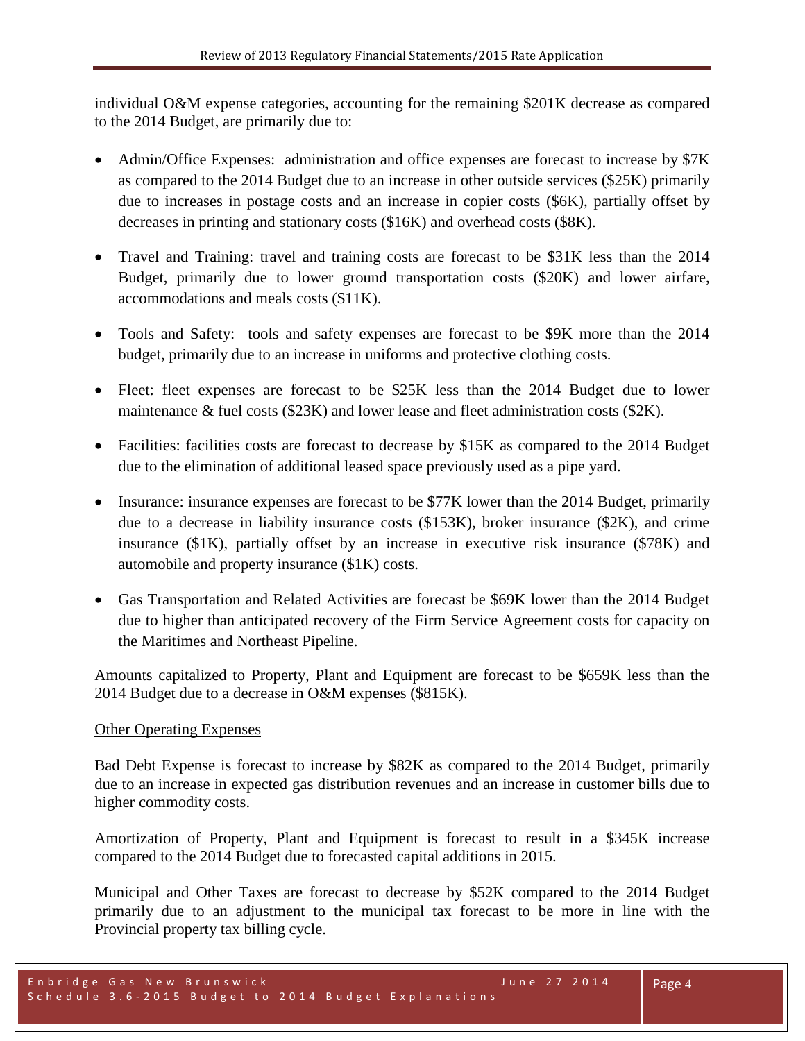individual O&M expense categories, accounting for the remaining $201K decrease as compared to the 2014 Budget, are primarily due to:

- Admin/Office Expenses: administration and office expenses are forecast to increase by $7K as compared to the 2014 Budget due to an increase in other outside services ($25K) primarily due to increases in postage costs and an increase in copier costs ($6K), partially offset by decreases in printing and stationary costs ($16K) and overhead costs ($8K).

- Travel and Training: travel and training costs are forecast to be $31K less than the 2014 Budget, primarily due to lower ground transportation costs ($20K) and lower airfare, accommodations and meals costs ($11K).

- Tools and Safety: tools and safety expenses are forecast to be $9K more than the 2014 budget, primarily due to an increase in uniforms and protective clothing costs.

- Fleet: fleet expenses are forecast to be $25K less than the 2014 Budget due to lower maintenance & fuel costs ($23K) and lower lease and fleet administration costs ($2K).

- Facilities: facilities costs are forecast to decrease by $15K as compared to the 2014 Budget due to the elimination of additional leased space previously used as a pipe yard.

- Insurance: insurance expenses are forecast to be $77K lower than the 2014 Budget, primarily due to a decrease in liability insurance costs ($153K), broker insurance ($2K), and crime insurance ($1K), partially offset by an increase in executive risk insurance ($78K) and automobile and property insurance ($1K) costs.

- Gas Transportation and Related Activities are forecast be $69K lower than the 2014 Budget due to higher than anticipated recovery of the Firm Service Agreement costs for capacity on the Maritimes and Northeast Pipeline.

Amounts capitalized to Property, Plant and Equipment are forecast to be $659K less than the 2014 Budget due to a decrease in O&M expenses ($815K).

<u>Other Operating Expenses</u>

Bad Debt Expense is forecast to increase by $82K as compared to the 2014 Budget, primarily due to an increase in expected gas distribution revenues and an increase in customer bills due to higher commodity costs.

Amortization of Property, Plant and Equipment is forecast to result in a $345K increase compared to the 2014 Budget due to forecasted capital additions in 2015.

Municipal and Other Taxes are forecast to decrease by $52K compared to the 2014 Budget primarily due to an adjustment to the municipal tax forecast to be more in line with the Provincial property tax billing cycle.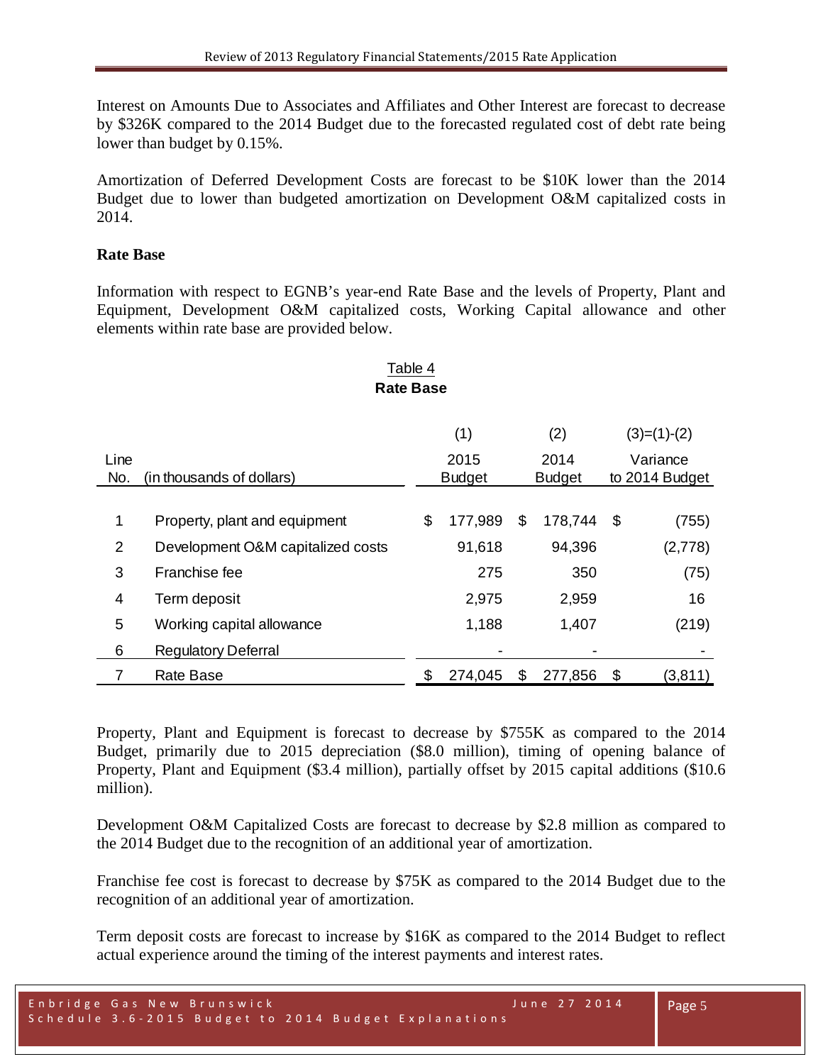Interest on Amounts Due to Associates and Affiliates and Other Interest are forecast to decrease by $326K compared to the 2014 Budget due to the forecasted regulated cost of debt rate being lower than budget by 0.15%.

Amortization of Deferred Development Costs are forecast to be $10K lower than the 2014 Budget due to lower than budgeted amortization on Development O&M capitalized costs in 2014.

**Rate Base**

Information with respect to EGNB's year-end Rate Base and the levels of Property, Plant and Equipment, Development O&M capitalized costs, Working Capital allowance and other elements within rate base are provided below.

Table 4
**Rate Base**

| Line No. | (in thousands of dollars) | (1) 2015 Budget | (2) 2014 Budget | (3)=(1)-(2) Variance to 2014 Budget |
|---|---|---|---|---|
| 1 | Property, plant and equipment | $ 177,989 | $ 178,744 | $ (755) |
| 2 | Development O&M capitalized costs | 91,618 | 94,396 | (2,778) |
| 3 | Franchise fee | 275 | 350 | (75) |
| 4 | Term deposit | 2,975 | 2,959 | 16 |
| 5 | Working capital allowance | 1,188 | 1,407 | (219) |
| 6 | Regulatory Deferral | - | - | - |
| 7 | Rate Base | $ 274,045 | $ 277,856 | $ (3,811) |

Property, Plant and Equipment is forecast to decrease by $755K as compared to the 2014 Budget, primarily due to 2015 depreciation ($8.0 million), timing of opening balance of Property, Plant and Equipment ($3.4 million), partially offset by 2015 capital additions ($10.6 million).

Development O&M Capitalized Costs are forecast to decrease by $2.8 million as compared to the 2014 Budget due to the recognition of an additional year of amortization.

Franchise fee cost is forecast to decrease by $75K as compared to the 2014 Budget due to the recognition of an additional year of amortization.

Term deposit costs are forecast to increase by $16K as compared to the 2014 Budget to reflect actual experience around the timing of the interest payments and interest rates.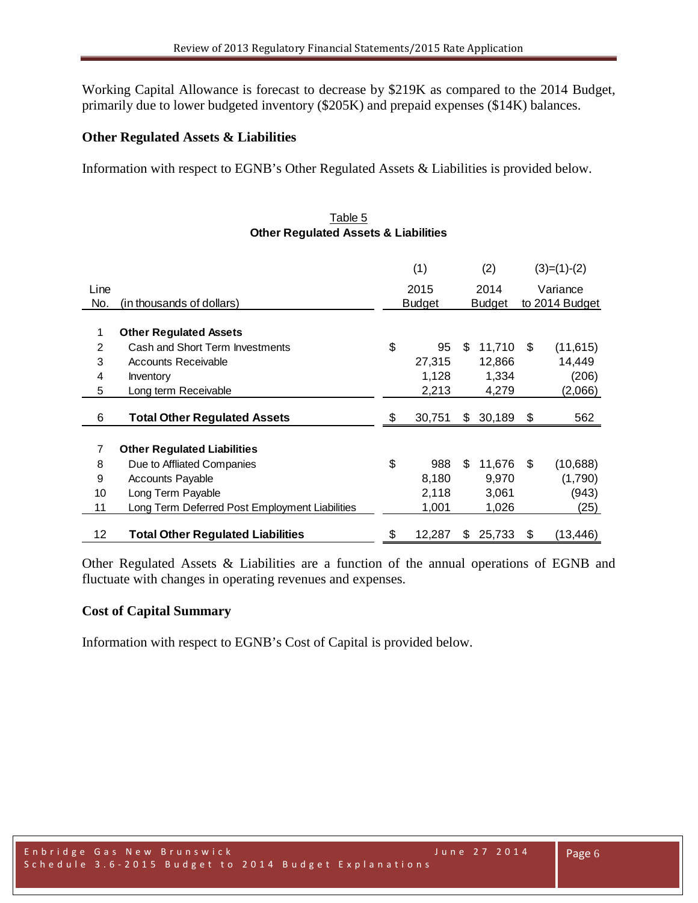Working Capital Allowance is forecast to decrease by $219K as compared to the 2014 Budget, primarily due to lower budgeted inventory ($205K) and prepaid expenses ($14K) balances.

**Other Regulated Assets & Liabilities**

Information with respect to EGNB's Other Regulated Assets & Liabilities is provided below.

Table 5
**Other Regulated Assets & Liabilities**

| Line No. | (in thousands of dollars) | (1) 2015 Budget | (2) 2014 Budget | (3)=(1)-(2) Variance to 2014 Budget |
|---|---|---|---|---|
| 1 | **Other Regulated Assets** | | | |
| 2 | Cash and Short Term Investments | $ 95 | $ 11,710 | $ (11,615) |
| 3 | Accounts Receivable | 27,315 | 12,866 | 14,449 |
| 4 | Inventory | 1,128 | 1,334 | (206) |
| 5 | Long term Receivable | 2,213 | 4,279 | (2,066) |
| 6 | **Total Other Regulated Assets** | $ 30,751 | $ 30,189 | $ 562 |
| 7 | **Other Regulated Liabilities** | | | |
| 8 | Due to Affliated Companies | $ 988 | $ 11,676 | $ (10,688) |
| 9 | Accounts Payable | 8,180 | 9,970 | (1,790) |
| 10 | Long Term Payable | 2,118 | 3,061 | (943) |
| 11 | Long Term Deferred Post Employment Liabilities | 1,001 | 1,026 | (25) |
| 12 | **Total Other Regulated Liabilities** | $ 12,287 | $ 25,733 | $ (13,446) |

Other Regulated Assets & Liabilities are a function of the annual operations of EGNB and fluctuate with changes in operating revenues and expenses.

**Cost of Capital Summary**

Information with respect to EGNB's Cost of Capital is provided below.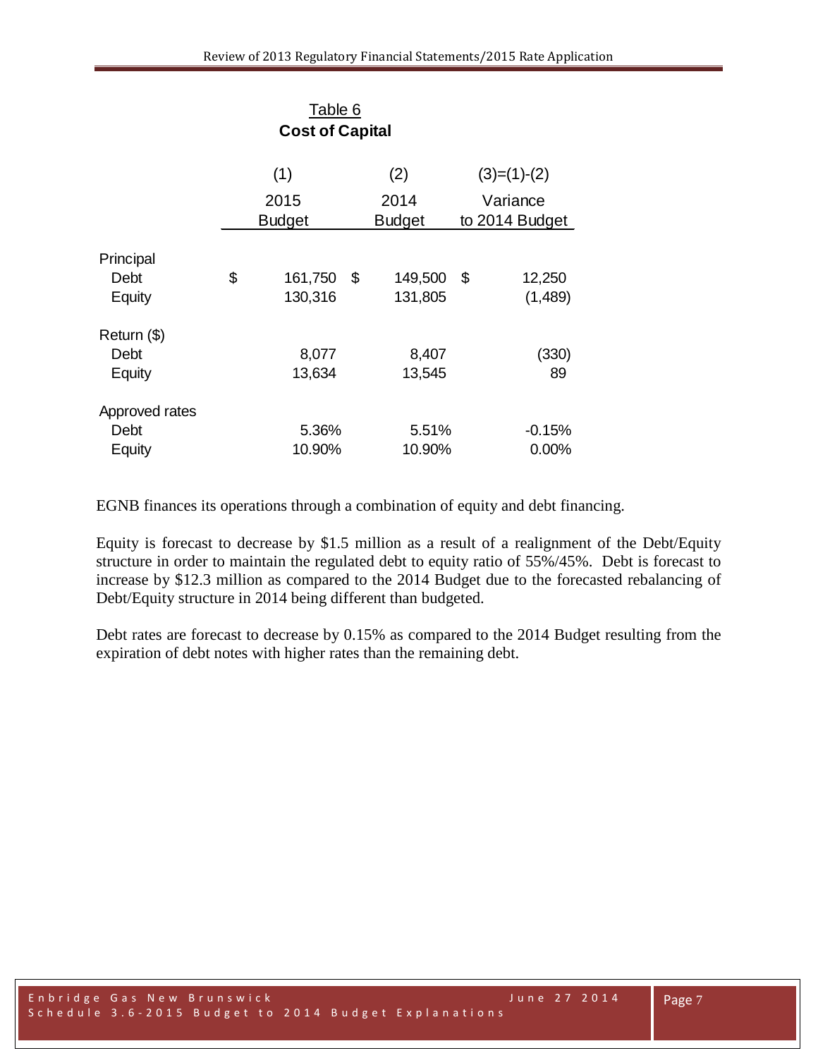Table 6

**Cost of Capital**

| | (1) | (2) | (3)=(1)-(2) |
|---|---|---|---|
| | 2015 Budget | 2014 Budget | Variance to 2014 Budget |
| **Principal** | | | |
| Debt | $ 161,750 | $ 149,500 | $ 12,250 |
| Equity | 130,316 | 131,805 | (1,489) |
| **Return ($)** | | | |
| Debt | 8,077 | 8,407 | (330) |
| Equity | 13,634 | 13,545 | 89 |
| **Approved rates** | | | |
| Debt | 5.36% | 5.51% | -0.15% |
| Equity | 10.90% | 10.90% | 0.00% |

EGNB finances its operations through a combination of equity and debt financing.

Equity is forecast to decrease by $1.5 million as a result of a realignment of the Debt/Equity structure in order to maintain the regulated debt to equity ratio of 55%/45%. Debt is forecast to increase by $12.3 million as compared to the 2014 Budget due to the forecasted rebalancing of Debt/Equity structure in 2014 being different than budgeted.

Debt rates are forecast to decrease by 0.15% as compared to the 2014 Budget resulting from the expiration of debt notes with higher rates than the remaining debt.